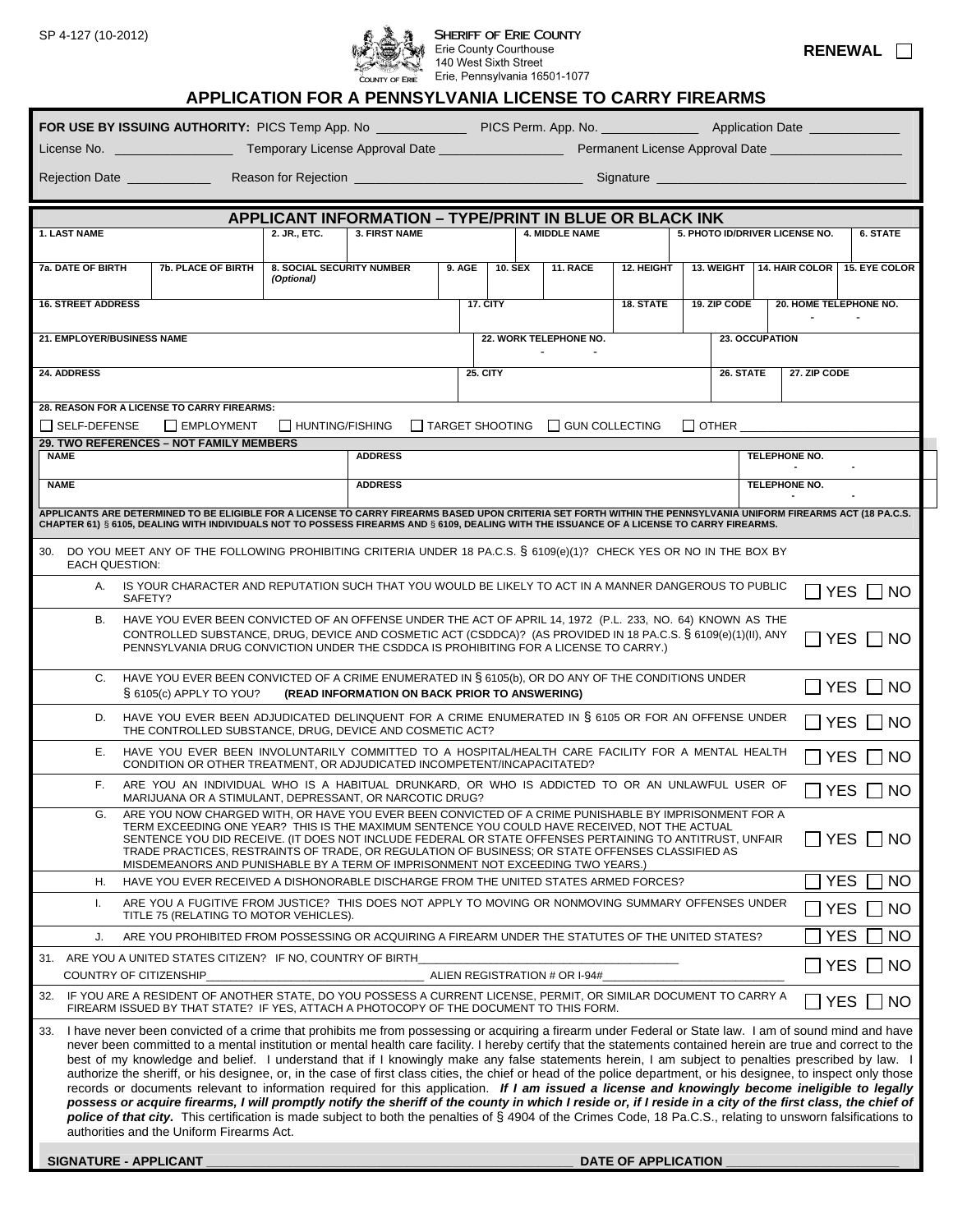SP 4-127 (10-2012)

**SHERIFF OF ERIE COUNTY**
Erie County Courthouse
140 West Sixth Street
Erie, Pennsylvania 16501-1077

COUNTY OF ERIE

**RENEWAL** ☐

# APPLICATION FOR A PENNSYLVANIA LICENSE TO CARRY FIREARMS

**FOR USE BY ISSUING AUTHORITY:** PICS Temp App. No ____________ PICS Perm. App. No. _____________ Application Date ____________

License No. ________________ Temporary License Approval Date _________________ Permanent License Approval Date __________________

Rejection Date ___________ Reason for Rejection _______________________________ Signature __________________________________

## APPLICANT INFORMATION – TYPE/PRINT IN BLUE OR BLACK INK

| 1. LAST NAME | 2. JR., ETC. | 3. FIRST NAME | 4. MIDDLE NAME | 5. PHOTO ID/DRIVER LICENSE NO. | 6. STATE |
|---|---|---|---|---|---|
| | | | | | |

| 7a. DATE OF BIRTH | 7b. PLACE OF BIRTH | 8. SOCIAL SECURITY NUMBER (Optional) | 9. AGE | 10. SEX | 11. RACE | 12. HEIGHT | 13. WEIGHT | 14. HAIR COLOR | 15. EYE COLOR |
|---|---|---|---|---|---|---|---|---|---|
| | | | | | | | | | |

| 16. STREET ADDRESS | 17. CITY | 18. STATE | 19. ZIP CODE | 20. HOME TELEPHONE NO. |
|---|---|---|---|---|
| | | | | - - |

| 21. EMPLOYER/BUSINESS NAME | 22. WORK TELEPHONE NO. | 23. OCCUPATION |
|---|---|---|
| | - - | |

| 24. ADDRESS | 25. CITY | 26. STATE | 27. ZIP CODE |
|---|---|---|---|
| | | | |

**28. REASON FOR A LICENSE TO CARRY FIREARMS:**

☐ SELF-DEFENSE ☐ EMPLOYMENT ☐ HUNTING/FISHING ☐ TARGET SHOOTING ☐ GUN COLLECTING ☐ OTHER ________________

**29. TWO REFERENCES – NOT FAMILY MEMBERS**

| NAME | ADDRESS | TELEPHONE NO. |
|---|---|---|
| | | - - |
| | | - - |

**APPLICANTS ARE DETERMINED TO BE ELIGIBLE FOR A LICENSE TO CARRY FIREARMS BASED UPON CRITERIA SET FORTH WITHIN THE PENNSYLVANIA UNIFORM FIREARMS ACT (18 PA.C.S. CHAPTER 61) § 6105, DEALING WITH INDIVIDUALS NOT TO POSSESS FIREARMS AND § 6109, DEALING WITH THE ISSUANCE OF A LICENSE TO CARRY FIREARMS.**

30. DO YOU MEET ANY OF THE FOLLOWING PROHIBITING CRITERIA UNDER 18 PA.C.S. § 6109(e)(1)? CHECK YES OR NO IN THE BOX BY EACH QUESTION:

| | | |
|---|---|---|
| A. | IS YOUR CHARACTER AND REPUTATION SUCH THAT YOU WOULD BE LIKELY TO ACT IN A MANNER DANGEROUS TO PUBLIC SAFETY? | ☐ YES ☐ NO |
| B. | HAVE YOU EVER BEEN CONVICTED OF AN OFFENSE UNDER THE ACT OF APRIL 14, 1972 (P.L. 233, NO. 64) KNOWN AS THE CONTROLLED SUBSTANCE, DRUG, DEVICE AND COSMETIC ACT (CSDDCA)? (AS PROVIDED IN 18 PA.C.S. § 6109(e)(1)(II), ANY PENNSYLVANIA DRUG CONVICTION UNDER THE CSDDCA IS PROHIBITING FOR A LICENSE TO CARRY.) | ☐ YES ☐ NO |
| C. | HAVE YOU EVER BEEN CONVICTED OF A CRIME ENUMERATED IN § 6105(b), OR DO ANY OF THE CONDITIONS UNDER § 6105(c) APPLY TO YOU? **(READ INFORMATION ON BACK PRIOR TO ANSWERING)** | ☐ YES ☐ NO |
| D. | HAVE YOU EVER BEEN ADJUDICATED DELINQUENT FOR A CRIME ENUMERATED IN § 6105 OR FOR AN OFFENSE UNDER THE CONTROLLED SUBSTANCE, DRUG, DEVICE AND COSMETIC ACT? | ☐ YES ☐ NO |
| E. | HAVE YOU EVER BEEN INVOLUNTARILY COMMITTED TO A HOSPITAL/HEALTH CARE FACILITY FOR A MENTAL HEALTH CONDITION OR OTHER TREATMENT, OR ADJUDICATED INCOMPETENT/INCAPACITATED? | ☐ YES ☐ NO |
| F. | ARE YOU AN INDIVIDUAL WHO IS A HABITUAL DRUNKARD, OR WHO IS ADDICTED TO OR AN UNLAWFUL USER OF MARIJUANA OR A STIMULANT, DEPRESSANT, OR NARCOTIC DRUG? | ☐ YES ☐ NO |
| G. | ARE YOU NOW CHARGED WITH, OR HAVE YOU EVER BEEN CONVICTED OF A CRIME PUNISHABLE BY IMPRISONMENT FOR A TERM EXCEEDING ONE YEAR? THIS IS THE MAXIMUM SENTENCE YOU COULD HAVE RECEIVED, NOT THE ACTUAL SENTENCE YOU DID RECEIVE. (IT DOES NOT INCLUDE FEDERAL OR STATE OFFENSES PERTAINING TO ANTITRUST, UNFAIR TRADE PRACTICES, RESTRAINTS OF TRADE, OR REGULATION OF BUSINESS; OR STATE OFFENSES CLASSIFIED AS MISDEMEANORS AND PUNISHABLE BY A TERM OF IMPRISONMENT NOT EXCEEDING TWO YEARS.) | ☐ YES ☐ NO |
| H. | HAVE YOU EVER RECEIVED A DISHONORABLE DISCHARGE FROM THE UNITED STATES ARMED FORCES? | ☐ YES ☐ NO |
| I. | ARE YOU A FUGITIVE FROM JUSTICE? THIS DOES NOT APPLY TO MOVING OR NONMOVING SUMMARY OFFENSES UNDER TITLE 75 (RELATING TO MOTOR VEHICLES). | ☐ YES ☐ NO |
| J. | ARE YOU PROHIBITED FROM POSSESSING OR ACQUIRING A FIREARM UNDER THE STATUTES OF THE UNITED STATES? | ☐ YES ☐ NO |

31. ARE YOU A UNITED STATES CITIZEN? IF NO, COUNTRY OF BIRTH________________________________________ ☐ YES ☐ NO
COUNTRY OF CITIZENSHIP________________________________ ALIEN REGISTRATION # OR I-94#____________________________

32. IF YOU ARE A RESIDENT OF ANOTHER STATE, DO YOU POSSESS A CURRENT LICENSE, PERMIT, OR SIMILAR DOCUMENT TO CARRY A FIREARM ISSUED BY THAT STATE? IF YES, ATTACH A PHOTOCOPY OF THE DOCUMENT TO THIS FORM. ☐ YES ☐ NO

33. I have never been convicted of a crime that prohibits me from possessing or acquiring a firearm under Federal or State law. I am of sound mind and have never been committed to a mental institution or mental health care facility. I hereby certify that the statements contained herein are true and correct to the best of my knowledge and belief. I understand that if I knowingly make any false statements herein, I am subject to penalties prescribed by law. I authorize the sheriff, or his designee, or, in the case of first class cities, the chief or head of the police department, or his designee, to inspect only those records or documents relevant to information required for this application. ***If I am issued a license and knowingly become ineligible to legally possess or acquire firearms, I will promptly notify the sheriff of the county in which I reside or, if I reside in a city of the first class, the chief of police of that city.*** This certification is made subject to both the penalties of § 4904 of the Crimes Code, 18 Pa.C.S., relating to unsworn falsifications to authorities and the Uniform Firearms Act.

**SIGNATURE - APPLICANT** ______________________________________________ **DATE OF APPLICATION** ________________________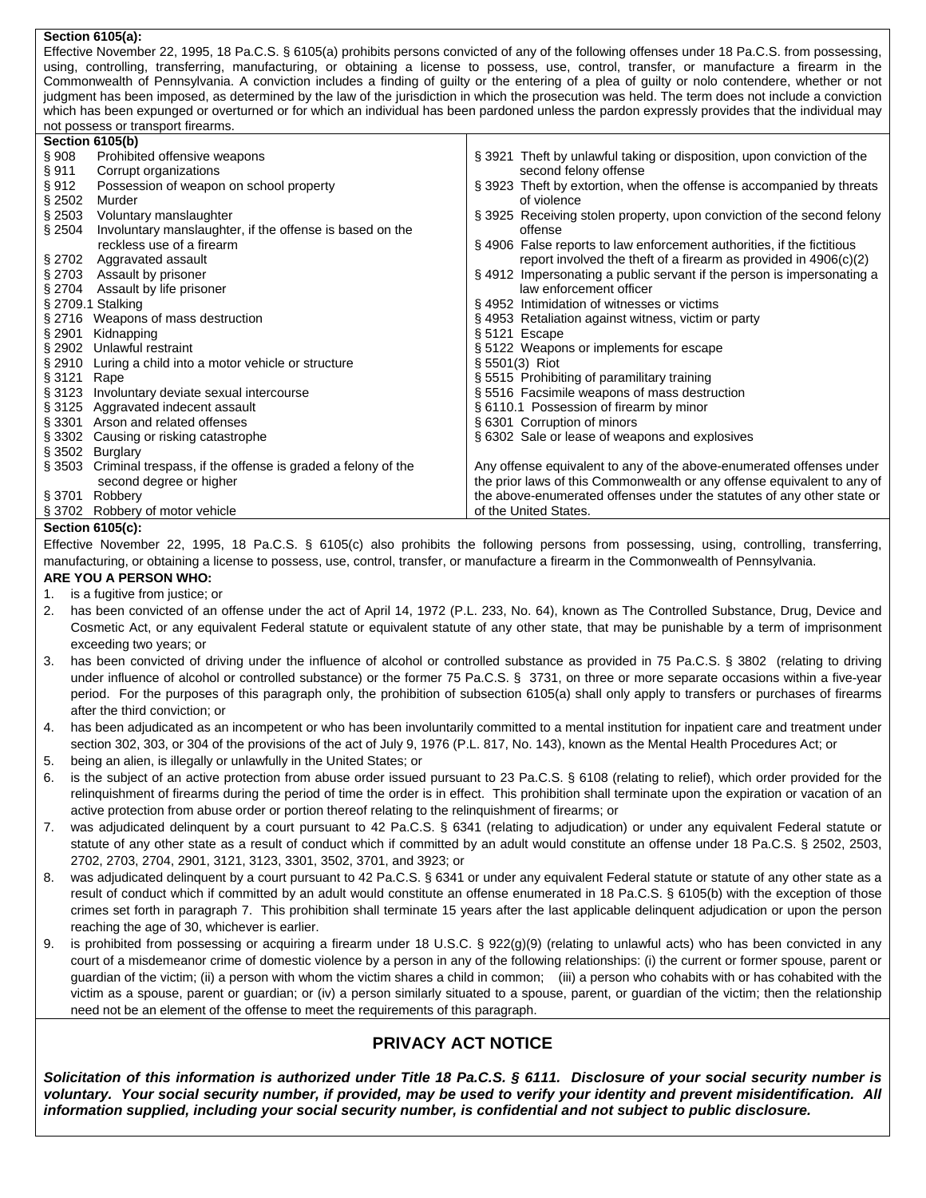**Section 6105(a):**

Effective November 22, 1995, 18 Pa.C.S. § 6105(a) prohibits persons convicted of any of the following offenses under 18 Pa.C.S. from possessing, using, controlling, transferring, manufacturing, or obtaining a license to possess, use, control, transfer, or manufacture a firearm in the Commonwealth of Pennsylvania. A conviction includes a finding of guilty or the entering of a plea of guilty or nolo contendere, whether or not judgment has been imposed, as determined by the law of the jurisdiction in which the prosecution was held. The term does not include a conviction which has been expunged or overturned or for which an individual has been pardoned unless the pardon expressly provides that the individual may not possess or transport firearms.

**Section 6105(b)**

- § 908 Prohibited offensive weapons
- § 911 Corrupt organizations
- § 912 Possession of weapon on school property
- § 2502 Murder
- § 2503 Voluntary manslaughter
- § 2504 Involuntary manslaughter, if the offense is based on the reckless use of a firearm
- § 2702 Aggravated assault
- § 2703 Assault by prisoner
- § 2704 Assault by life prisoner
- § 2709.1 Stalking
- § 2716 Weapons of mass destruction
- § 2901 Kidnapping
- § 2902 Unlawful restraint
- § 2910 Luring a child into a motor vehicle or structure
- § 3121 Rape
- § 3123 Involuntary deviate sexual intercourse
- § 3125 Aggravated indecent assault
- § 3301 Arson and related offenses
- § 3302 Causing or risking catastrophe
- § 3502 Burglary
- § 3503 Criminal trespass, if the offense is graded a felony of the second degree or higher
- § 3701 Robbery
- § 3702 Robbery of motor vehicle
- § 3921 Theft by unlawful taking or disposition, upon conviction of the second felony offense
- § 3923 Theft by extortion, when the offense is accompanied by threats of violence
- § 3925 Receiving stolen property, upon conviction of the second felony offense
- § 4906 False reports to law enforcement authorities, if the fictitious report involved the theft of a firearm as provided in 4906(c)(2)
- § 4912 Impersonating a public servant if the person is impersonating a law enforcement officer
- § 4952 Intimidation of witnesses or victims
- § 4953 Retaliation against witness, victim or party
- § 5121 Escape
- § 5122 Weapons or implements for escape
- § 5501(3) Riot
- § 5515 Prohibiting of paramilitary training
- § 5516 Facsimile weapons of mass destruction
- § 6110.1 Possession of firearm by minor
- § 6301 Corruption of minors
- § 6302 Sale or lease of weapons and explosives

Any offense equivalent to any of the above-enumerated offenses under the prior laws of this Commonwealth or any offense equivalent to any of the above-enumerated offenses under the statutes of any other state or of the United States.

**Section 6105(c):**

Effective November 22, 1995, 18 Pa.C.S. § 6105(c) also prohibits the following persons from possessing, using, controlling, transferring, manufacturing, or obtaining a license to possess, use, control, transfer, or manufacture a firearm in the Commonwealth of Pennsylvania.

**ARE YOU A PERSON WHO:**

1. is a fugitive from justice; or
2. has been convicted of an offense under the act of April 14, 1972 (P.L. 233, No. 64), known as The Controlled Substance, Drug, Device and Cosmetic Act, or any equivalent Federal statute or equivalent statute of any other state, that may be punishable by a term of imprisonment exceeding two years; or
3. has been convicted of driving under the influence of alcohol or controlled substance as provided in 75 Pa.C.S. § 3802 (relating to driving under influence of alcohol or controlled substance) or the former 75 Pa.C.S. § 3731, on three or more separate occasions within a five-year period. For the purposes of this paragraph only, the prohibition of subsection 6105(a) shall only apply to transfers or purchases of firearms after the third conviction; or
4. has been adjudicated as an incompetent or who has been involuntarily committed to a mental institution for inpatient care and treatment under section 302, 303, or 304 of the provisions of the act of July 9, 1976 (P.L. 817, No. 143), known as the Mental Health Procedures Act; or
5. being an alien, is illegally or unlawfully in the United States; or
6. is the subject of an active protection from abuse order issued pursuant to 23 Pa.C.S. § 6108 (relating to relief), which order provided for the relinquishment of firearms during the period of time the order is in effect. This prohibition shall terminate upon the expiration or vacation of an active protection from abuse order or portion thereof relating to the relinquishment of firearms; or
7. was adjudicated delinquent by a court pursuant to 42 Pa.C.S. § 6341 (relating to adjudication) or under any equivalent Federal statute or statute of any other state as a result of conduct which if committed by an adult would constitute an offense under 18 Pa.C.S. § 2502, 2503, 2702, 2703, 2704, 2901, 3121, 3123, 3301, 3502, 3701, and 3923; or
8. was adjudicated delinquent by a court pursuant to 42 Pa.C.S. § 6341 or under any equivalent Federal statute or statute of any other state as a result of conduct which if committed by an adult would constitute an offense enumerated in 18 Pa.C.S. § 6105(b) with the exception of those crimes set forth in paragraph 7. This prohibition shall terminate 15 years after the last applicable delinquent adjudication or upon the person reaching the age of 30, whichever is earlier.
9. is prohibited from possessing or acquiring a firearm under 18 U.S.C. § 922(g)(9) (relating to unlawful acts) who has been convicted in any court of a misdemeanor crime of domestic violence by a person in any of the following relationships: (i) the current or former spouse, parent or guardian of the victim; (ii) a person with whom the victim shares a child in common; (iii) a person who cohabits with or has cohabited with the victim as a spouse, parent or guardian; or (iv) a person similarly situated to a spouse, parent, or guardian of the victim; then the relationship need not be an element of the offense to meet the requirements of this paragraph.

## PRIVACY ACT NOTICE

***Solicitation of this information is authorized under Title 18 Pa.C.S. § 6111. Disclosure of your social security number is voluntary. Your social security number, if provided, may be used to verify your identity and prevent misidentification. All information supplied, including your social security number, is confidential and not subject to public disclosure.***